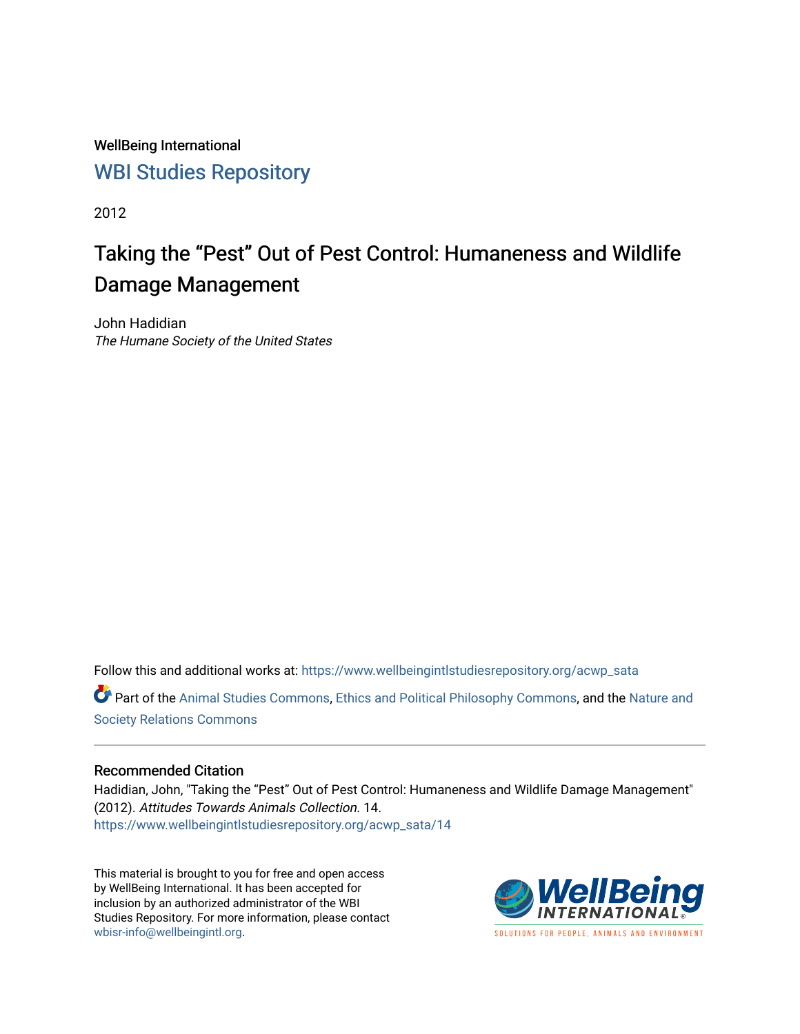WellBeing International

WBI Studies Repository

2012

# Taking the "Pest" Out of Pest Control: Humaneness and Wildlife Damage Management

John Hadidian

*The Humane Society of the United States*

Follow this and additional works at: https://www.wellbeingintlstudiesrepository.org/acwp_sata

Part of the Animal Studies Commons, Ethics and Political Philosophy Commons, and the Nature and Society Relations Commons

## Recommended Citation

Hadidian, John, "Taking the "Pest" Out of Pest Control: Humaneness and Wildlife Damage Management" (2012). *Attitudes Towards Animals Collection*. 14.
https://www.wellbeingintlstudiesrepository.org/acwp_sata/14

This material is brought to you for free and open access by WellBeing International. It has been accepted for inclusion by an authorized administrator of the WBI Studies Repository. For more information, please contact wbisr-info@wellbeingintl.org.

WellBeing INTERNATIONAL

SOLUTIONS FOR PEOPLE, ANIMALS AND ENVIRONMENT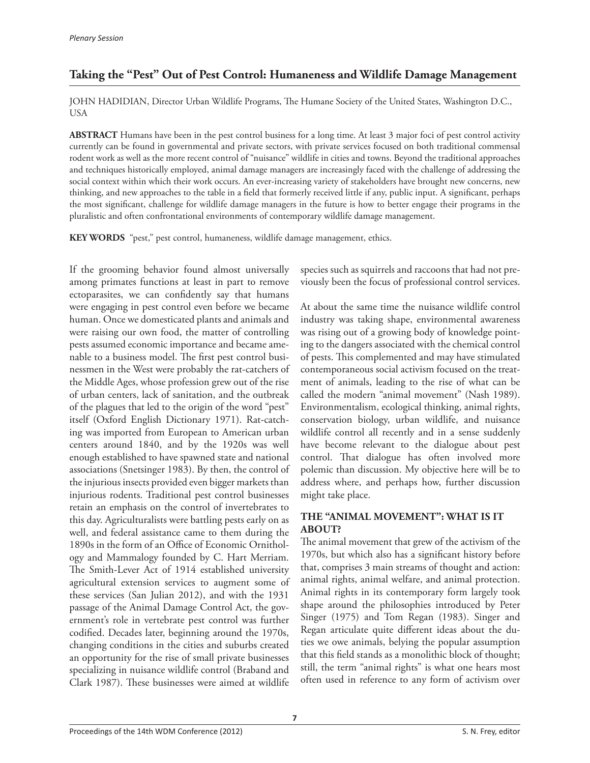## Taking the "Pest" Out of Pest Control: Humaneness and Wildlife Damage Management

JOHN HADIDIAN, Director Urban Wildlife Programs, The Humane Society of the United States, Washington D.C., USA

**ABSTRACT** Humans have been in the pest control business for a long time. At least 3 major foci of pest control activity currently can be found in governmental and private sectors, with private services focused on both traditional commensal rodent work as well as the more recent control of "nuisance" wildlife in cities and towns. Beyond the traditional approaches and techniques historically employed, animal damage managers are increasingly faced with the challenge of addressing the social context within which their work occurs. An ever-increasing variety of stakeholders have brought new concerns, new thinking, and new approaches to the table in a field that formerly received little if any, public input. A significant, perhaps the most significant, challenge for wildlife damage managers in the future is how to better engage their programs in the pluralistic and often confrontational environments of contemporary wildlife damage management.

**KEY WORDS** "pest," pest control, humaneness, wildlife damage management, ethics.

If the grooming behavior found almost universally among primates functions at least in part to remove ectoparasites, we can confidently say that humans were engaging in pest control even before we became human. Once we domesticated plants and animals and were raising our own food, the matter of controlling pests assumed economic importance and became amenable to a business model. The first pest control businessmen in the West were probably the rat-catchers of the Middle Ages, whose profession grew out of the rise of urban centers, lack of sanitation, and the outbreak of the plagues that led to the origin of the word "pest" itself (Oxford English Dictionary 1971). Rat-catching was imported from European to American urban centers around 1840, and by the 1920s was well enough established to have spawned state and national associations (Snetsinger 1983). By then, the control of the injurious insects provided even bigger markets than injurious rodents. Traditional pest control businesses retain an emphasis on the control of invertebrates to this day. Agriculturalists were battling pests early on as well, and federal assistance came to them during the 1890s in the form of an Office of Economic Ornithology and Mammalogy founded by C. Hart Merriam. The Smith-Lever Act of 1914 established university agricultural extension services to augment some of these services (San Julian 2012), and with the 1931 passage of the Animal Damage Control Act, the government's role in vertebrate pest control was further codified. Decades later, beginning around the 1970s, changing conditions in the cities and suburbs created an opportunity for the rise of small private businesses specializing in nuisance wildlife control (Braband and Clark 1987). These businesses were aimed at wildlife species such as squirrels and raccoons that had not previously been the focus of professional control services.

At about the same time the nuisance wildlife control industry was taking shape, environmental awareness was rising out of a growing body of knowledge pointing to the dangers associated with the chemical control of pests. This complemented and may have stimulated contemporaneous social activism focused on the treatment of animals, leading to the rise of what can be called the modern "animal movement" (Nash 1989). Environmentalism, ecological thinking, animal rights, conservation biology, urban wildlife, and nuisance wildlife control all recently and in a sense suddenly have become relevant to the dialogue about pest control. That dialogue has often involved more polemic than discussion. My objective here will be to address where, and perhaps how, further discussion might take place.

### THE "ANIMAL MOVEMENT": WHAT IS IT ABOUT?

The animal movement that grew of the activism of the 1970s, but which also has a significant history before that, comprises 3 main streams of thought and action: animal rights, animal welfare, and animal protection. Animal rights in its contemporary form largely took shape around the philosophies introduced by Peter Singer (1975) and Tom Regan (1983). Singer and Regan articulate quite different ideas about the duties we owe animals, belying the popular assumption that this field stands as a monolithic block of thought; still, the term "animal rights" is what one hears most often used in reference to any form of activism over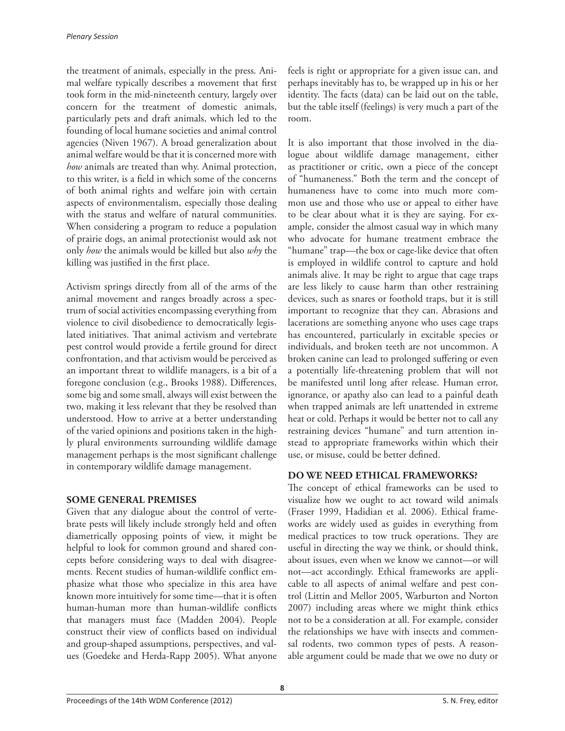the treatment of animals, especially in the press. Animal welfare typically describes a movement that first took form in the mid-nineteenth century, largely over concern for the treatment of domestic animals, particularly pets and draft animals, which led to the founding of local humane societies and animal control agencies (Niven 1967). A broad generalization about animal welfare would be that it is concerned more with *how* animals are treated than why. Animal protection, to this writer, is a field in which some of the concerns of both animal rights and welfare join with certain aspects of environmentalism, especially those dealing with the status and welfare of natural communities. When considering a program to reduce a population of prairie dogs, an animal protectionist would ask not only *how* the animals would be killed but also *why* the killing was justified in the first place.

Activism springs directly from all of the arms of the animal movement and ranges broadly across a spectrum of social activities encompassing everything from violence to civil disobedience to democratically legislated initiatives. That animal activism and vertebrate pest control would provide a fertile ground for direct confrontation, and that activism would be perceived as an important threat to wildlife managers, is a bit of a foregone conclusion (e.g., Brooks 1988). Differences, some big and some small, always will exist between the two, making it less relevant that they be resolved than understood. How to arrive at a better understanding of the varied opinions and positions taken in the highly plural environments surrounding wildlife damage management perhaps is the most significant challenge in contemporary wildlife damage management.

## SOME GENERAL PREMISES

Given that any dialogue about the control of vertebrate pests will likely include strongly held and often diametrically opposing points of view, it might be helpful to look for common ground and shared concepts before considering ways to deal with disagreements. Recent studies of human-wildlife conflict emphasize what those who specialize in this area have known more intuitively for some time—that it is often human-human more than human-wildlife conflicts that managers must face (Madden 2004). People construct their view of conflicts based on individual and group-shaped assumptions, perspectives, and values (Goedeke and Herda-Rapp 2005). What anyone feels is right or appropriate for a given issue can, and perhaps inevitably has to, be wrapped up in his or her identity. The facts (data) can be laid out on the table, but the table itself (feelings) is very much a part of the room.

It is also important that those involved in the dialogue about wildlife damage management, either as practitioner or critic, own a piece of the concept of "humaneness." Both the term and the concept of humaneness have to come into much more common use and those who use or appeal to either have to be clear about what it is they are saying. For example, consider the almost casual way in which many who advocate for humane treatment embrace the "humane" trap—the box or cage-like device that often is employed in wildlife control to capture and hold animals alive. It may be right to argue that cage traps are less likely to cause harm than other restraining devices, such as snares or foothold traps, but it is still important to recognize that they can. Abrasions and lacerations are something anyone who uses cage traps has encountered, particularly in excitable species or individuals, and broken teeth are not uncommon. A broken canine can lead to prolonged suffering or even a potentially life-threatening problem that will not be manifested until long after release. Human error, ignorance, or apathy also can lead to a painful death when trapped animals are left unattended in extreme heat or cold. Perhaps it would be better not to call any restraining devices "humane" and turn attention instead to appropriate frameworks within which their use, or misuse, could be better defined.

## DO WE NEED ETHICAL FRAMEWORKS?

The concept of ethical frameworks can be used to visualize how we ought to act toward wild animals (Fraser 1999, Hadidian et al. 2006). Ethical frameworks are widely used as guides in everything from medical practices to tow truck operations. They are useful in directing the way we think, or should think, about issues, even when we know we cannot—or will not—act accordingly. Ethical frameworks are applicable to all aspects of animal welfare and pest control (Littin and Mellor 2005, Warburton and Norton 2007) including areas where we might think ethics not to be a consideration at all. For example, consider the relationships we have with insects and commensal rodents, two common types of pests. A reasonable argument could be made that we owe no duty or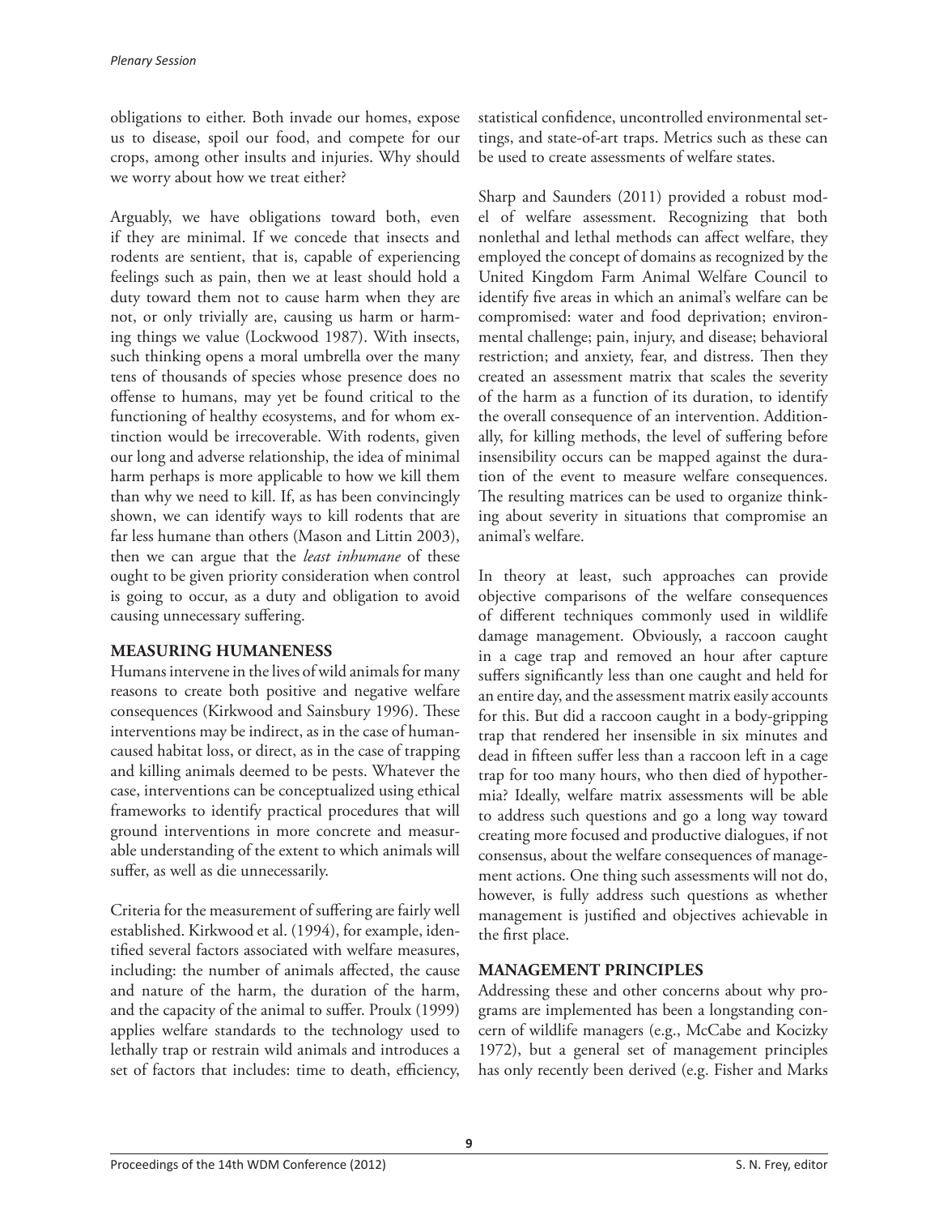obligations to either. Both invade our homes, expose us to disease, spoil our food, and compete for our crops, among other insults and injuries. Why should we worry about how we treat either?

Arguably, we have obligations toward both, even if they are minimal. If we concede that insects and rodents are sentient, that is, capable of experiencing feelings such as pain, then we at least should hold a duty toward them not to cause harm when they are not, or only trivially are, causing us harm or harming things we value (Lockwood 1987). With insects, such thinking opens a moral umbrella over the many tens of thousands of species whose presence does no offense to humans, may yet be found critical to the functioning of healthy ecosystems, and for whom extinction would be irrecoverable. With rodents, given our long and adverse relationship, the idea of minimal harm perhaps is more applicable to how we kill them than why we need to kill. If, as has been convincingly shown, we can identify ways to kill rodents that are far less humane than others (Mason and Littin 2003), then we can argue that the *least inhumane* of these ought to be given priority consideration when control is going to occur, as a duty and obligation to avoid causing unnecessary suffering.

## MEASURING HUMANENESS

Humans intervene in the lives of wild animals for many reasons to create both positive and negative welfare consequences (Kirkwood and Sainsbury 1996). These interventions may be indirect, as in the case of human-caused habitat loss, or direct, as in the case of trapping and killing animals deemed to be pests. Whatever the case, interventions can be conceptualized using ethical frameworks to identify practical procedures that will ground interventions in more concrete and measurable understanding of the extent to which animals will suffer, as well as die unnecessarily.

Criteria for the measurement of suffering are fairly well established. Kirkwood et al. (1994), for example, identified several factors associated with welfare measures, including: the number of animals affected, the cause and nature of the harm, the duration of the harm, and the capacity of the animal to suffer. Proulx (1999) applies welfare standards to the technology used to lethally trap or restrain wild animals and introduces a set of factors that includes: time to death, efficiency, statistical confidence, uncontrolled environmental settings, and state-of-art traps. Metrics such as these can be used to create assessments of welfare states.

Sharp and Saunders (2011) provided a robust model of welfare assessment. Recognizing that both nonlethal and lethal methods can affect welfare, they employed the concept of domains as recognized by the United Kingdom Farm Animal Welfare Council to identify five areas in which an animal's welfare can be compromised: water and food deprivation; environmental challenge; pain, injury, and disease; behavioral restriction; and anxiety, fear, and distress. Then they created an assessment matrix that scales the severity of the harm as a function of its duration, to identify the overall consequence of an intervention. Additionally, for killing methods, the level of suffering before insensibility occurs can be mapped against the duration of the event to measure welfare consequences. The resulting matrices can be used to organize thinking about severity in situations that compromise an animal's welfare.

In theory at least, such approaches can provide objective comparisons of the welfare consequences of different techniques commonly used in wildlife damage management. Obviously, a raccoon caught in a cage trap and removed an hour after capture suffers significantly less than one caught and held for an entire day, and the assessment matrix easily accounts for this. But did a raccoon caught in a body-gripping trap that rendered her insensible in six minutes and dead in fifteen suffer less than a raccoon left in a cage trap for too many hours, who then died of hypothermia? Ideally, welfare matrix assessments will be able to address such questions and go a long way toward creating more focused and productive dialogues, if not consensus, about the welfare consequences of management actions. One thing such assessments will not do, however, is fully address such questions as whether management is justified and objectives achievable in the first place.

## MANAGEMENT PRINCIPLES

Addressing these and other concerns about why programs are implemented has been a longstanding concern of wildlife managers (e.g., McCabe and Kocizky 1972), but a general set of management principles has only recently been derived (e.g. Fisher and Marks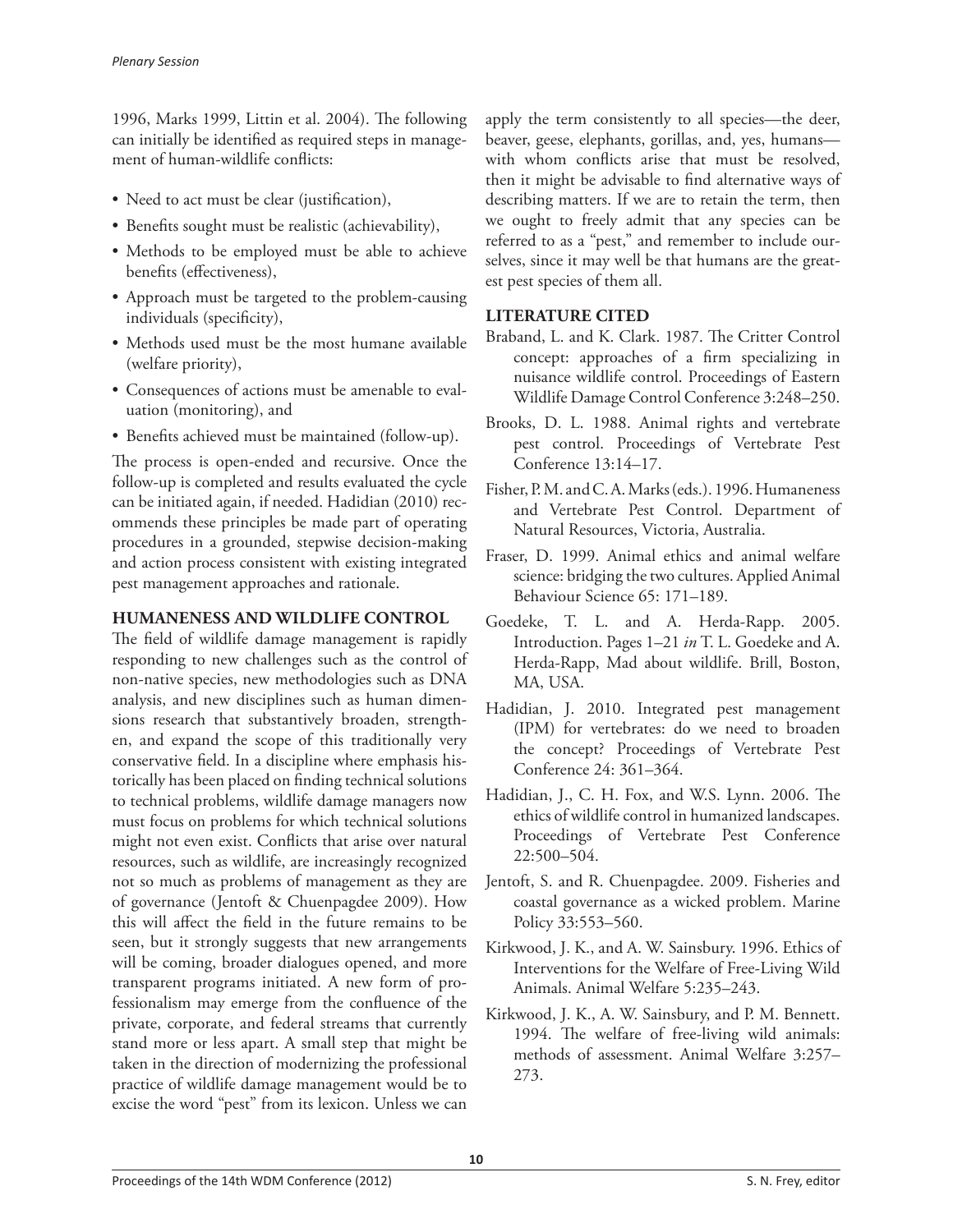1996, Marks 1999, Littin et al. 2004). The following can initially be identified as required steps in management of human-wildlife conflicts:

- Need to act must be clear (justification),
- Benefits sought must be realistic (achievability),
- Methods to be employed must be able to achieve benefits (effectiveness),
- Approach must be targeted to the problem-causing individuals (specificity),
- Methods used must be the most humane available (welfare priority),
- Consequences of actions must be amenable to evaluation (monitoring), and
- Benefits achieved must be maintained (follow-up).

The process is open-ended and recursive. Once the follow-up is completed and results evaluated the cycle can be initiated again, if needed. Hadidian (2010) recommends these principles be made part of operating procedures in a grounded, stepwise decision-making and action process consistent with existing integrated pest management approaches and rationale.

## HUMANENESS AND WILDLIFE CONTROL

The field of wildlife damage management is rapidly responding to new challenges such as the control of non-native species, new methodologies such as DNA analysis, and new disciplines such as human dimensions research that substantively broaden, strengthen, and expand the scope of this traditionally very conservative field. In a discipline where emphasis historically has been placed on finding technical solutions to technical problems, wildlife damage managers now must focus on problems for which technical solutions might not even exist. Conflicts that arise over natural resources, such as wildlife, are increasingly recognized not so much as problems of management as they are of governance (Jentoft & Chuenpagdee 2009). How this will affect the field in the future remains to be seen, but it strongly suggests that new arrangements will be coming, broader dialogues opened, and more transparent programs initiated. A new form of professionalism may emerge from the confluence of the private, corporate, and federal streams that currently stand more or less apart. A small step that might be taken in the direction of modernizing the professional practice of wildlife damage management would be to excise the word "pest" from its lexicon. Unless we can apply the term consistently to all species—the deer, beaver, geese, elephants, gorillas, and, yes, humans—with whom conflicts arise that must be resolved, then it might be advisable to find alternative ways of describing matters. If we are to retain the term, then we ought to freely admit that any species can be referred to as a "pest," and remember to include ourselves, since it may well be that humans are the greatest pest species of them all.

## LITERATURE CITED

Braband, L. and K. Clark. 1987. The Critter Control concept: approaches of a firm specializing in nuisance wildlife control. Proceedings of Eastern Wildlife Damage Control Conference 3:248–250.

Brooks, D. L. 1988. Animal rights and vertebrate pest control. Proceedings of Vertebrate Pest Conference 13:14–17.

Fisher, P. M. and C. A. Marks (eds.). 1996. Humaneness and Vertebrate Pest Control. Department of Natural Resources, Victoria, Australia.

Fraser, D. 1999. Animal ethics and animal welfare science: bridging the two cultures. Applied Animal Behaviour Science 65: 171–189.

Goedeke, T. L. and A. Herda-Rapp. 2005. Introduction. Pages 1–21 *in* T. L. Goedeke and A. Herda-Rapp, Mad about wildlife. Brill, Boston, MA, USA.

Hadidian, J. 2010. Integrated pest management (IPM) for vertebrates: do we need to broaden the concept? Proceedings of Vertebrate Pest Conference 24: 361–364.

Hadidian, J., C. H. Fox, and W.S. Lynn. 2006. The ethics of wildlife control in humanized landscapes. Proceedings of Vertebrate Pest Conference 22:500–504.

Jentoft, S. and R. Chuenpagdee. 2009. Fisheries and coastal governance as a wicked problem. Marine Policy 33:553–560.

Kirkwood, J. K., and A. W. Sainsbury. 1996. Ethics of Interventions for the Welfare of Free-Living Wild Animals. Animal Welfare 5:235–243.

Kirkwood, J. K., A. W. Sainsbury, and P. M. Bennett. 1994. The welfare of free-living wild animals: methods of assessment. Animal Welfare 3:257–273.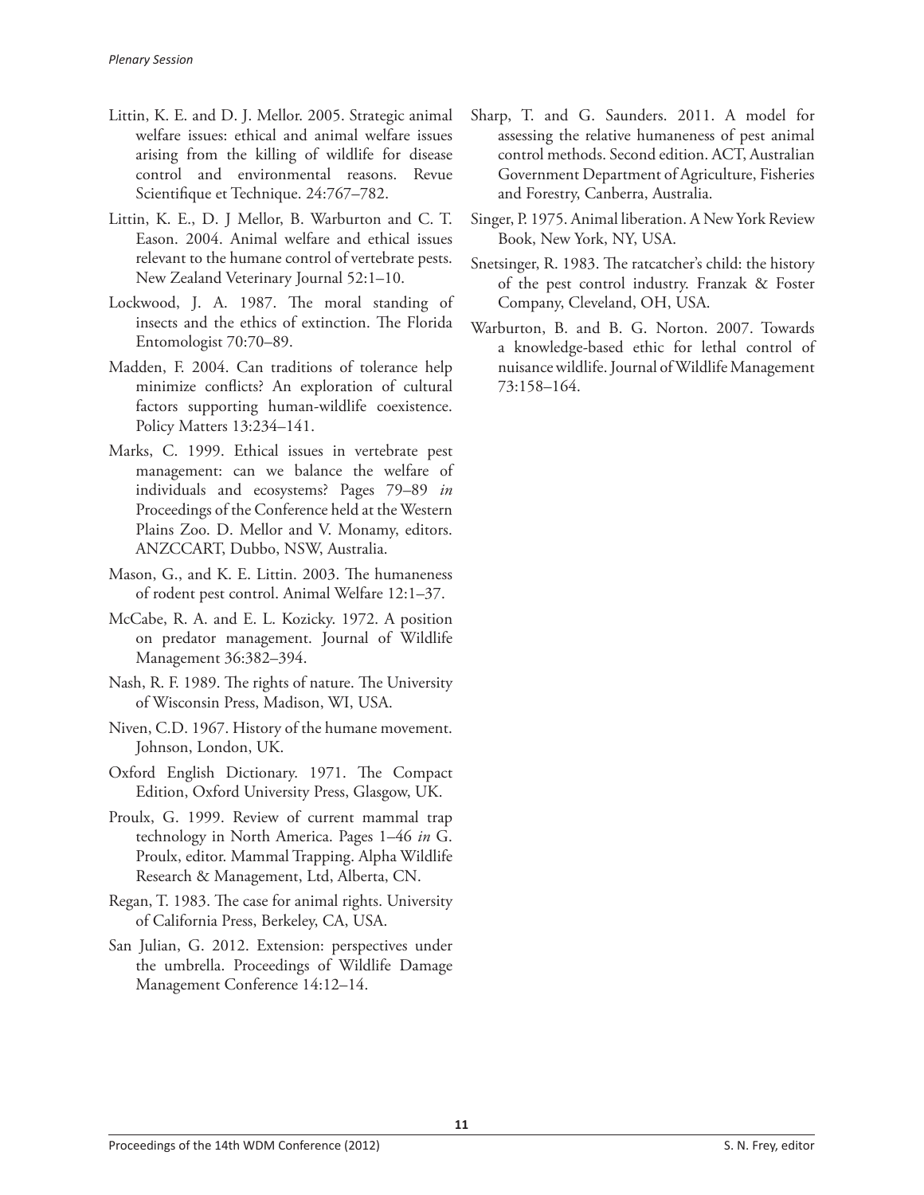Littin, K. E. and D. J. Mellor. 2005. Strategic animal welfare issues: ethical and animal welfare issues arising from the killing of wildlife for disease control and environmental reasons. Revue Scientifique et Technique. 24:767–782.

Littin, K. E., D. J Mellor, B. Warburton and C. T. Eason. 2004. Animal welfare and ethical issues relevant to the humane control of vertebrate pests. New Zealand Veterinary Journal 52:1–10.

Lockwood, J. A. 1987. The moral standing of insects and the ethics of extinction. The Florida Entomologist 70:70–89.

Madden, F. 2004. Can traditions of tolerance help minimize conflicts? An exploration of cultural factors supporting human-wildlife coexistence. Policy Matters 13:234–141.

Marks, C. 1999. Ethical issues in vertebrate pest management: can we balance the welfare of individuals and ecosystems? Pages 79–89 *in* Proceedings of the Conference held at the Western Plains Zoo. D. Mellor and V. Monamy, editors. ANZCCART, Dubbo, NSW, Australia.

Mason, G., and K. E. Littin. 2003. The humaneness of rodent pest control. Animal Welfare 12:1–37.

McCabe, R. A. and E. L. Kozicky. 1972. A position on predator management. Journal of Wildlife Management 36:382–394.

Nash, R. F. 1989. The rights of nature. The University of Wisconsin Press, Madison, WI, USA.

Niven, C.D. 1967. History of the humane movement. Johnson, London, UK.

Oxford English Dictionary. 1971. The Compact Edition, Oxford University Press, Glasgow, UK.

Proulx, G. 1999. Review of current mammal trap technology in North America. Pages 1–46 *in* G. Proulx, editor. Mammal Trapping. Alpha Wildlife Research & Management, Ltd, Alberta, CN.

Regan, T. 1983. The case for animal rights. University of California Press, Berkeley, CA, USA.

San Julian, G. 2012. Extension: perspectives under the umbrella. Proceedings of Wildlife Damage Management Conference 14:12–14.

Sharp, T. and G. Saunders. 2011. A model for assessing the relative humaneness of pest animal control methods. Second edition. ACT, Australian Government Department of Agriculture, Fisheries and Forestry, Canberra, Australia.

Singer, P. 1975. Animal liberation. A New York Review Book, New York, NY, USA.

Snetsinger, R. 1983. The ratcatcher's child: the history of the pest control industry. Franzak & Foster Company, Cleveland, OH, USA.

Warburton, B. and B. G. Norton. 2007. Towards a knowledge-based ethic for lethal control of nuisance wildlife. Journal of Wildlife Management 73:158–164.